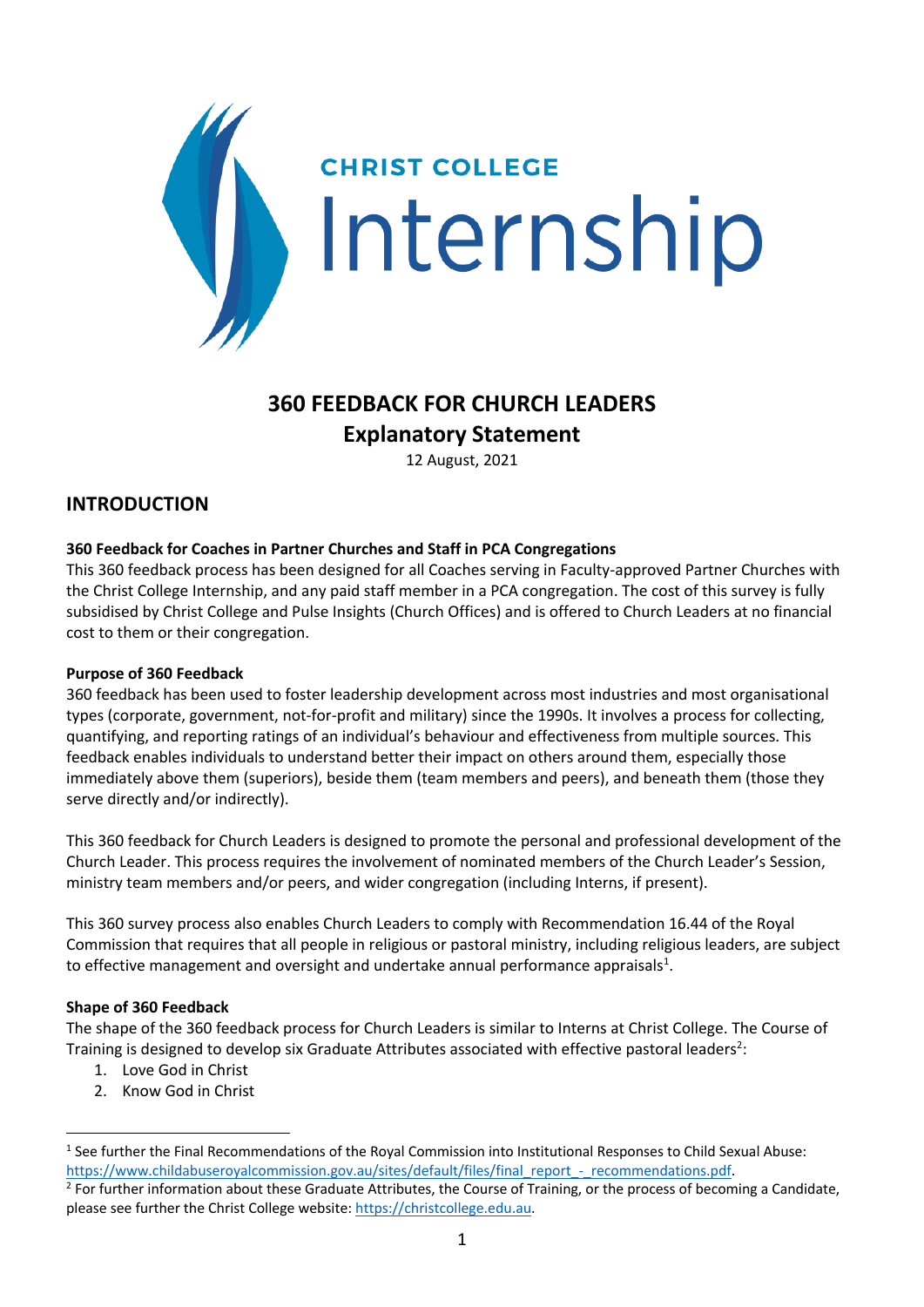CHRIST COLLEGE

Internship

# 360 FEEDBACK FOR CHURCH LEADERS

## Explanatory Statement

12 August, 2021

## INTRODUCTION

**360 Feedback for Coaches in Partner Churches and Staff in PCA Congregations**

This 360 feedback process has been designed for all Coaches serving in Faculty-approved Partner Churches with the Christ College Internship, and any paid staff member in a PCA congregation. The cost of this survey is fully subsidised by Christ College and Pulse Insights (Church Offices) and is offered to Church Leaders at no financial cost to them or their congregation.

**Purpose of 360 Feedback**

360 feedback has been used to foster leadership development across most industries and most organisational types (corporate, government, not-for-profit and military) since the 1990s. It involves a process for collecting, quantifying, and reporting ratings of an individual's behaviour and effectiveness from multiple sources. This feedback enables individuals to understand better their impact on others around them, especially those immediately above them (superiors), beside them (team members and peers), and beneath them (those they serve directly and/or indirectly).

This 360 feedback for Church Leaders is designed to promote the personal and professional development of the Church Leader. This process requires the involvement of nominated members of the Church Leader's Session, ministry team members and/or peers, and wider congregation (including Interns, if present).

This 360 survey process also enables Church Leaders to comply with Recommendation 16.44 of the Royal Commission that requires that all people in religious or pastoral ministry, including religious leaders, are subject to effective management and oversight and undertake annual performance appraisals[1].

**Shape of 360 Feedback**

The shape of the 360 feedback process for Church Leaders is similar to Interns at Christ College. The Course of Training is designed to develop six Graduate Attributes associated with effective pastoral leaders[2]:

1. Love God in Christ
2. Know God in Christ

---

[1] See further the Final Recommendations of the Royal Commission into Institutional Responses to Child Sexual Abuse: https://www.childabuseroyalcommission.gov.au/sites/default/files/final_report_-_recommendations.pdf.

[2] For further information about these Graduate Attributes, the Course of Training, or the process of becoming a Candidate, please see further the Christ College website: https://christcollege.edu.au.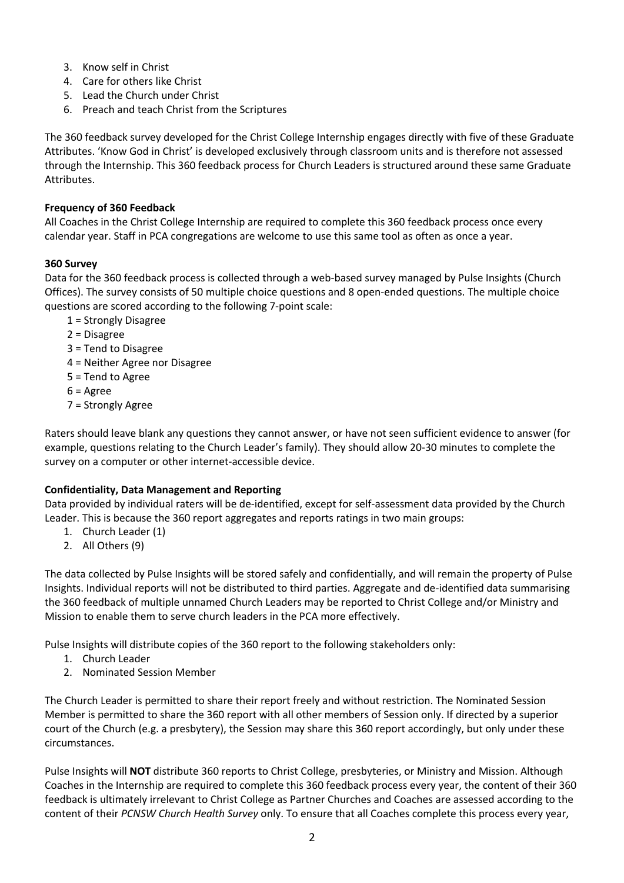3. Know self in Christ
4. Care for others like Christ
5. Lead the Church under Christ
6. Preach and teach Christ from the Scriptures

The 360 feedback survey developed for the Christ College Internship engages directly with five of these Graduate Attributes. 'Know God in Christ' is developed exclusively through classroom units and is therefore not assessed through the Internship. This 360 feedback process for Church Leaders is structured around these same Graduate Attributes.

**Frequency of 360 Feedback**

All Coaches in the Christ College Internship are required to complete this 360 feedback process once every calendar year. Staff in PCA congregations are welcome to use this same tool as often as once a year.

**360 Survey**

Data for the 360 feedback process is collected through a web-based survey managed by Pulse Insights (Church Offices). The survey consists of 50 multiple choice questions and 8 open-ended questions. The multiple choice questions are scored according to the following 7-point scale:

- 1 = Strongly Disagree
- 2 = Disagree
- 3 = Tend to Disagree
- 4 = Neither Agree nor Disagree
- 5 = Tend to Agree
- 6 = Agree
- 7 = Strongly Agree

Raters should leave blank any questions they cannot answer, or have not seen sufficient evidence to answer (for example, questions relating to the Church Leader's family). They should allow 20-30 minutes to complete the survey on a computer or other internet-accessible device.

**Confidentiality, Data Management and Reporting**

Data provided by individual raters will be de-identified, except for self-assessment data provided by the Church Leader. This is because the 360 report aggregates and reports ratings in two main groups:

1. Church Leader (1)
2. All Others (9)

The data collected by Pulse Insights will be stored safely and confidentially, and will remain the property of Pulse Insights. Individual reports will not be distributed to third parties. Aggregate and de-identified data summarising the 360 feedback of multiple unnamed Church Leaders may be reported to Christ College and/or Ministry and Mission to enable them to serve church leaders in the PCA more effectively.

Pulse Insights will distribute copies of the 360 report to the following stakeholders only:

1. Church Leader
2. Nominated Session Member

The Church Leader is permitted to share their report freely and without restriction. The Nominated Session Member is permitted to share the 360 report with all other members of Session only. If directed by a superior court of the Church (e.g. a presbytery), the Session may share this 360 report accordingly, but only under these circumstances.

Pulse Insights will **NOT** distribute 360 reports to Christ College, presbyteries, or Ministry and Mission. Although Coaches in the Internship are required to complete this 360 feedback process every year, the content of their 360 feedback is ultimately irrelevant to Christ College as Partner Churches and Coaches are assessed according to the content of their *PCNSW Church Health Survey* only. To ensure that all Coaches complete this process every year,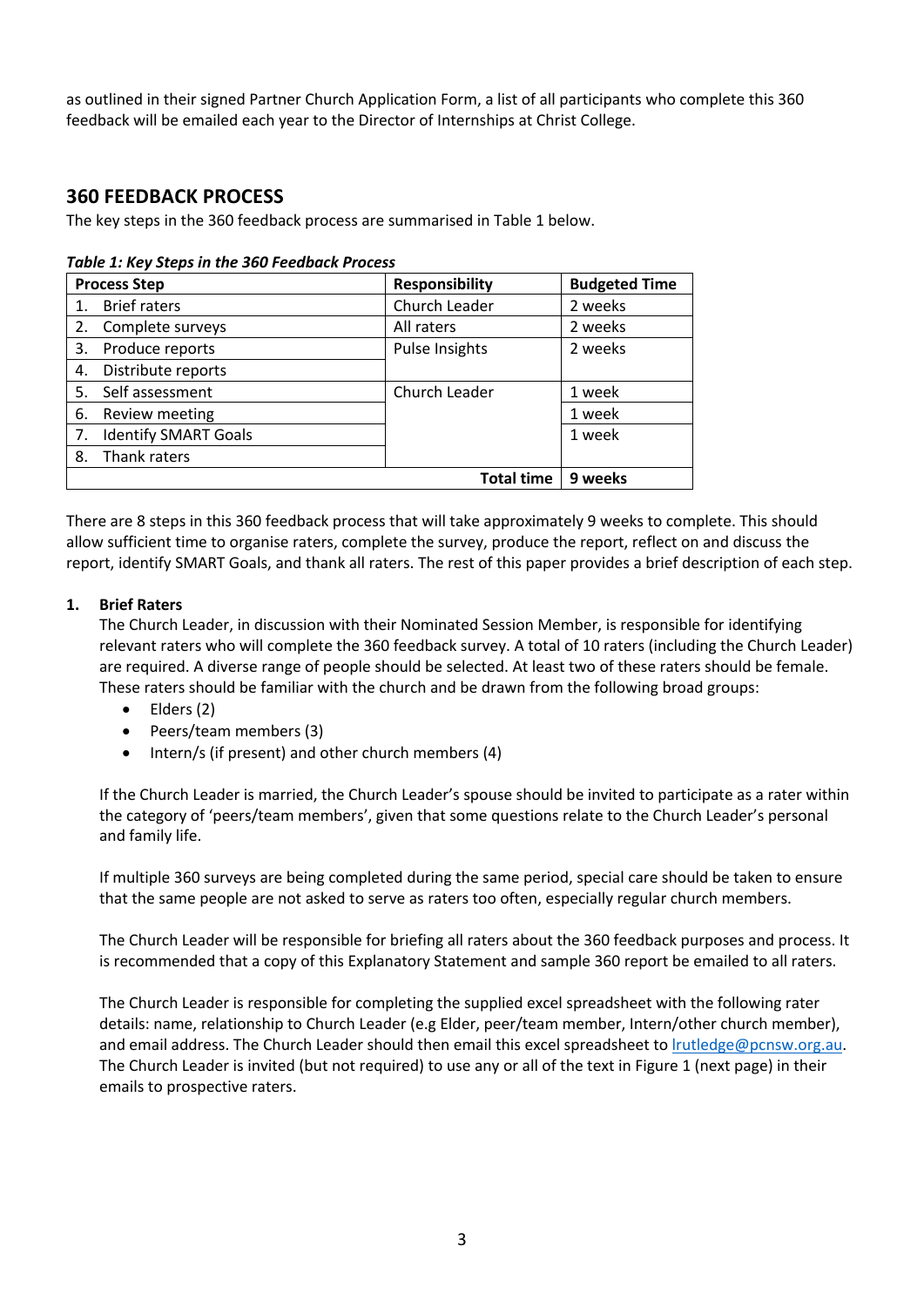as outlined in their signed Partner Church Application Form, a list of all participants who complete this 360 feedback will be emailed each year to the Director of Internships at Christ College.

## 360 FEEDBACK PROCESS

The key steps in the 360 feedback process are summarised in Table 1 below.

***Table 1: Key Steps in the 360 Feedback Process***

| Process Step | Responsibility | Budgeted Time |
|---|---|---|
| 1. Brief raters | Church Leader | 2 weeks |
| 2. Complete surveys | All raters | 2 weeks |
| 3. Produce reports | Pulse Insights | 2 weeks |
| 4. Distribute reports | | |
| 5. Self assessment | Church Leader | 1 week |
| 6. Review meeting | | 1 week |
| 7. Identify SMART Goals | | 1 week |
| 8. Thank raters | | |
| | **Total time** | **9 weeks** |

There are 8 steps in this 360 feedback process that will take approximately 9 weeks to complete. This should allow sufficient time to organise raters, complete the survey, produce the report, reflect on and discuss the report, identify SMART Goals, and thank all raters. The rest of this paper provides a brief description of each step.

**1. Brief Raters**

The Church Leader, in discussion with their Nominated Session Member, is responsible for identifying relevant raters who will complete the 360 feedback survey. A total of 10 raters (including the Church Leader) are required. A diverse range of people should be selected. At least two of these raters should be female. These raters should be familiar with the church and be drawn from the following broad groups:

- Elders (2)
- Peers/team members (3)
- Intern/s (if present) and other church members (4)

If the Church Leader is married, the Church Leader's spouse should be invited to participate as a rater within the category of 'peers/team members', given that some questions relate to the Church Leader's personal and family life.

If multiple 360 surveys are being completed during the same period, special care should be taken to ensure that the same people are not asked to serve as raters too often, especially regular church members.

The Church Leader will be responsible for briefing all raters about the 360 feedback purposes and process. It is recommended that a copy of this Explanatory Statement and sample 360 report be emailed to all raters.

The Church Leader is responsible for completing the supplied excel spreadsheet with the following rater details: name, relationship to Church Leader (e.g Elder, peer/team member, Intern/other church member), and email address. The Church Leader should then email this excel spreadsheet to lrutledge@pcnsw.org.au. The Church Leader is invited (but not required) to use any or all of the text in Figure 1 (next page) in their emails to prospective raters.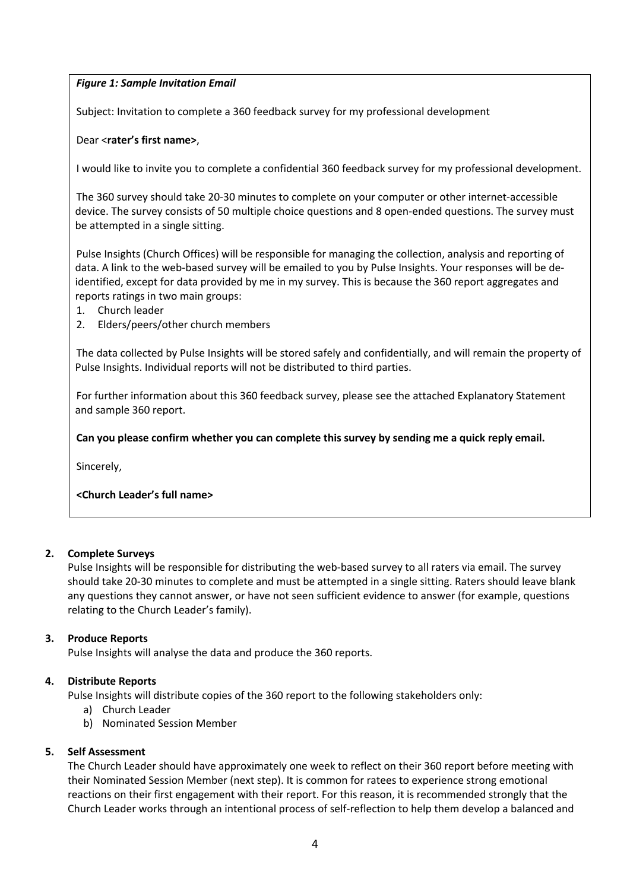***Figure 1: Sample Invitation Email***

Subject: Invitation to complete a 360 feedback survey for my professional development

Dear <**rater's first name>**,

I would like to invite you to complete a confidential 360 feedback survey for my professional development.

The 360 survey should take 20-30 minutes to complete on your computer or other internet-accessible device. The survey consists of 50 multiple choice questions and 8 open-ended questions. The survey must be attempted in a single sitting.

Pulse Insights (Church Offices) will be responsible for managing the collection, analysis and reporting of data. A link to the web-based survey will be emailed to you by Pulse Insights. Your responses will be de-identified, except for data provided by me in my survey. This is because the 360 report aggregates and reports ratings in two main groups:

1. Church leader
2. Elders/peers/other church members

The data collected by Pulse Insights will be stored safely and confidentially, and will remain the property of Pulse Insights. Individual reports will not be distributed to third parties.

For further information about this 360 feedback survey, please see the attached Explanatory Statement and sample 360 report.

**Can you please confirm whether you can complete this survey by sending me a quick reply email.**

Sincerely,

**<Church Leader's full name>**

**2. Complete Surveys**

Pulse Insights will be responsible for distributing the web-based survey to all raters via email. The survey should take 20-30 minutes to complete and must be attempted in a single sitting. Raters should leave blank any questions they cannot answer, or have not seen sufficient evidence to answer (for example, questions relating to the Church Leader's family).

**3. Produce Reports**

Pulse Insights will analyse the data and produce the 360 reports.

**4. Distribute Reports**

Pulse Insights will distribute copies of the 360 report to the following stakeholders only:

a) Church Leader
b) Nominated Session Member

**5. Self Assessment**

The Church Leader should have approximately one week to reflect on their 360 report before meeting with their Nominated Session Member (next step). It is common for ratees to experience strong emotional reactions on their first engagement with their report. For this reason, it is recommended strongly that the Church Leader works through an intentional process of self-reflection to help them develop a balanced and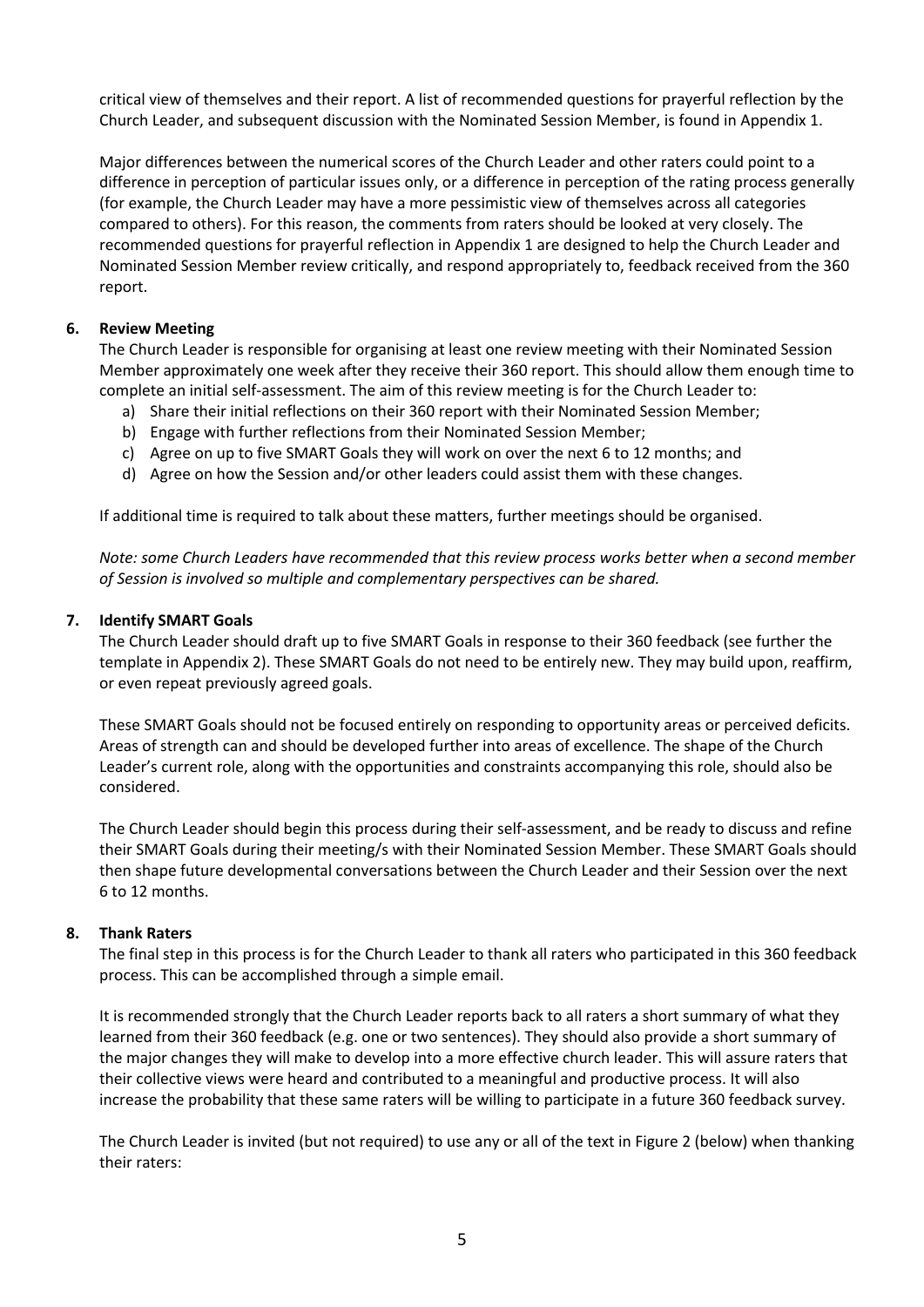critical view of themselves and their report. A list of recommended questions for prayerful reflection by the Church Leader, and subsequent discussion with the Nominated Session Member, is found in Appendix 1.

Major differences between the numerical scores of the Church Leader and other raters could point to a difference in perception of particular issues only, or a difference in perception of the rating process generally (for example, the Church Leader may have a more pessimistic view of themselves across all categories compared to others). For this reason, the comments from raters should be looked at very closely. The recommended questions for prayerful reflection in Appendix 1 are designed to help the Church Leader and Nominated Session Member review critically, and respond appropriately to, feedback received from the 360 report.

**6. Review Meeting**

The Church Leader is responsible for organising at least one review meeting with their Nominated Session Member approximately one week after they receive their 360 report. This should allow them enough time to complete an initial self-assessment. The aim of this review meeting is for the Church Leader to:

a) Share their initial reflections on their 360 report with their Nominated Session Member;
b) Engage with further reflections from their Nominated Session Member;
c) Agree on up to five SMART Goals they will work on over the next 6 to 12 months; and
d) Agree on how the Session and/or other leaders could assist them with these changes.

If additional time is required to talk about these matters, further meetings should be organised.

*Note: some Church Leaders have recommended that this review process works better when a second member of Session is involved so multiple and complementary perspectives can be shared.*

**7. Identify SMART Goals**

The Church Leader should draft up to five SMART Goals in response to their 360 feedback (see further the template in Appendix 2). These SMART Goals do not need to be entirely new. They may build upon, reaffirm, or even repeat previously agreed goals.

These SMART Goals should not be focused entirely on responding to opportunity areas or perceived deficits. Areas of strength can and should be developed further into areas of excellence. The shape of the Church Leader's current role, along with the opportunities and constraints accompanying this role, should also be considered.

The Church Leader should begin this process during their self-assessment, and be ready to discuss and refine their SMART Goals during their meeting/s with their Nominated Session Member. These SMART Goals should then shape future developmental conversations between the Church Leader and their Session over the next 6 to 12 months.

**8. Thank Raters**

The final step in this process is for the Church Leader to thank all raters who participated in this 360 feedback process. This can be accomplished through a simple email.

It is recommended strongly that the Church Leader reports back to all raters a short summary of what they learned from their 360 feedback (e.g. one or two sentences). They should also provide a short summary of the major changes they will make to develop into a more effective church leader. This will assure raters that their collective views were heard and contributed to a meaningful and productive process. It will also increase the probability that these same raters will be willing to participate in a future 360 feedback survey.

The Church Leader is invited (but not required) to use any or all of the text in Figure 2 (below) when thanking their raters: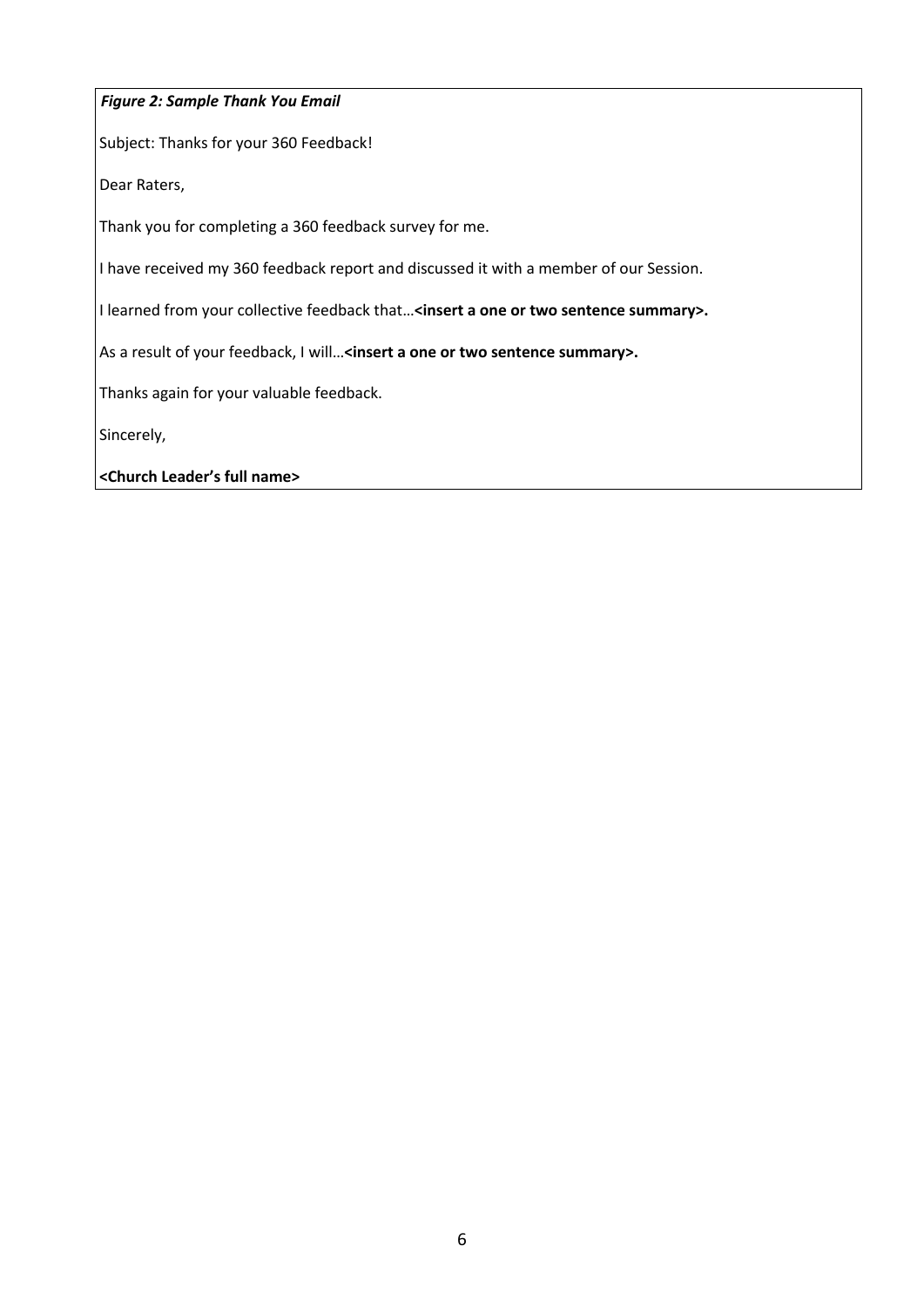***Figure 2: Sample Thank You Email***

Subject: Thanks for your 360 Feedback!

Dear Raters,

Thank you for completing a 360 feedback survey for me.

I have received my 360 feedback report and discussed it with a member of our Session.

I learned from your collective feedback that…**<insert a one or two sentence summary>.**

As a result of your feedback, I will…**<insert a one or two sentence summary>.**

Thanks again for your valuable feedback.

Sincerely,

**<Church Leader's full name>**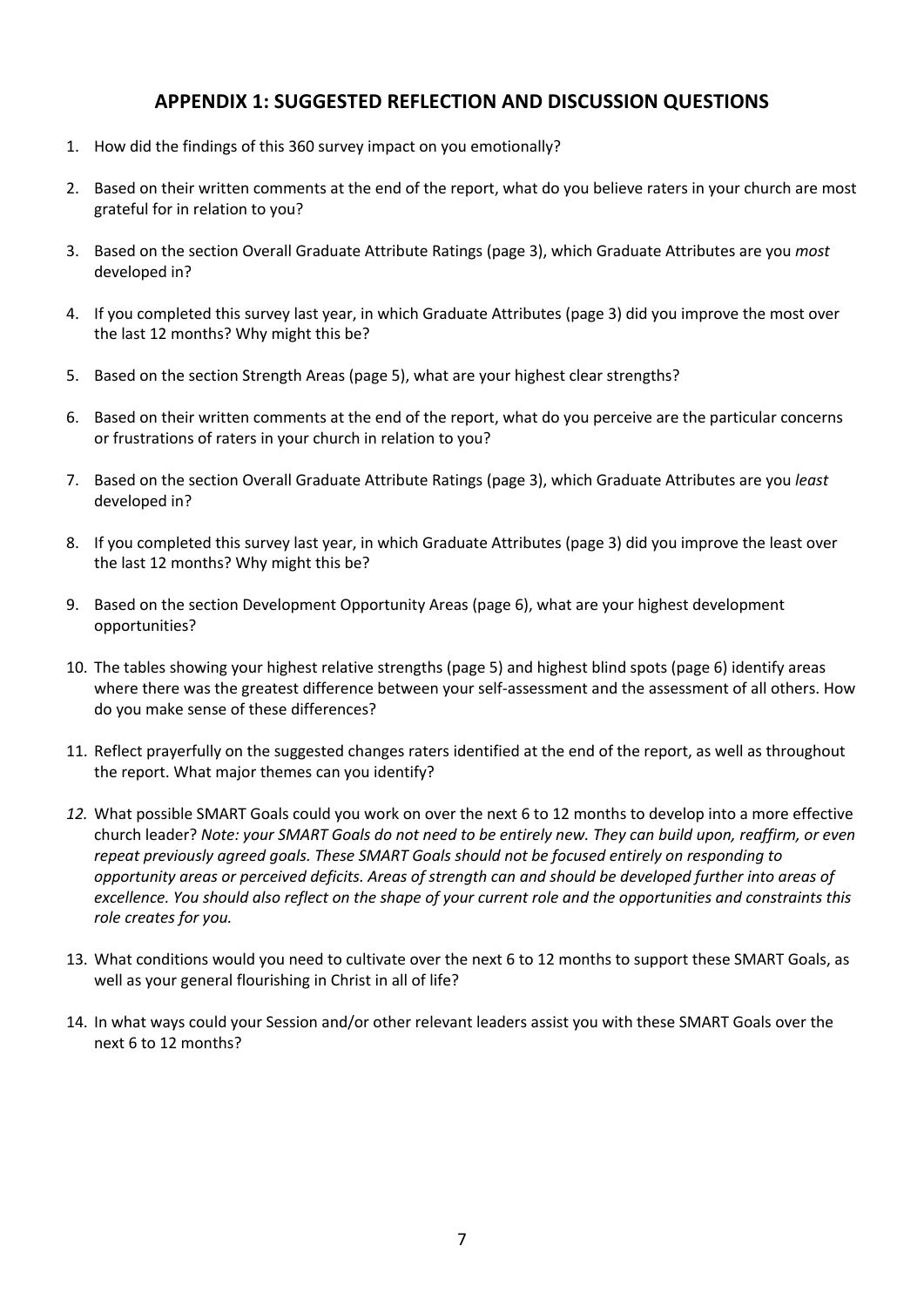## APPENDIX 1: SUGGESTED REFLECTION AND DISCUSSION QUESTIONS

1. How did the findings of this 360 survey impact on you emotionally?
2. Based on their written comments at the end of the report, what do you believe raters in your church are most grateful for in relation to you?
3. Based on the section Overall Graduate Attribute Ratings (page 3), which Graduate Attributes are you *most* developed in?
4. If you completed this survey last year, in which Graduate Attributes (page 3) did you improve the most over the last 12 months? Why might this be?
5. Based on the section Strength Areas (page 5), what are your highest clear strengths?
6. Based on their written comments at the end of the report, what do you perceive are the particular concerns or frustrations of raters in your church in relation to you?
7. Based on the section Overall Graduate Attribute Ratings (page 3), which Graduate Attributes are you *least* developed in?
8. If you completed this survey last year, in which Graduate Attributes (page 3) did you improve the least over the last 12 months? Why might this be?
9. Based on the section Development Opportunity Areas (page 6), what are your highest development opportunities?
10. The tables showing your highest relative strengths (page 5) and highest blind spots (page 6) identify areas where there was the greatest difference between your self-assessment and the assessment of all others. How do you make sense of these differences?
11. Reflect prayerfully on the suggested changes raters identified at the end of the report, as well as throughout the report. What major themes can you identify?
12. What possible SMART Goals could you work on over the next 6 to 12 months to develop into a more effective church leader? *Note: your SMART Goals do not need to be entirely new. They can build upon, reaffirm, or even repeat previously agreed goals. These SMART Goals should not be focused entirely on responding to opportunity areas or perceived deficits. Areas of strength can and should be developed further into areas of excellence. You should also reflect on the shape of your current role and the opportunities and constraints this role creates for you.*
13. What conditions would you need to cultivate over the next 6 to 12 months to support these SMART Goals, as well as your general flourishing in Christ in all of life?
14. In what ways could your Session and/or other relevant leaders assist you with these SMART Goals over the next 6 to 12 months?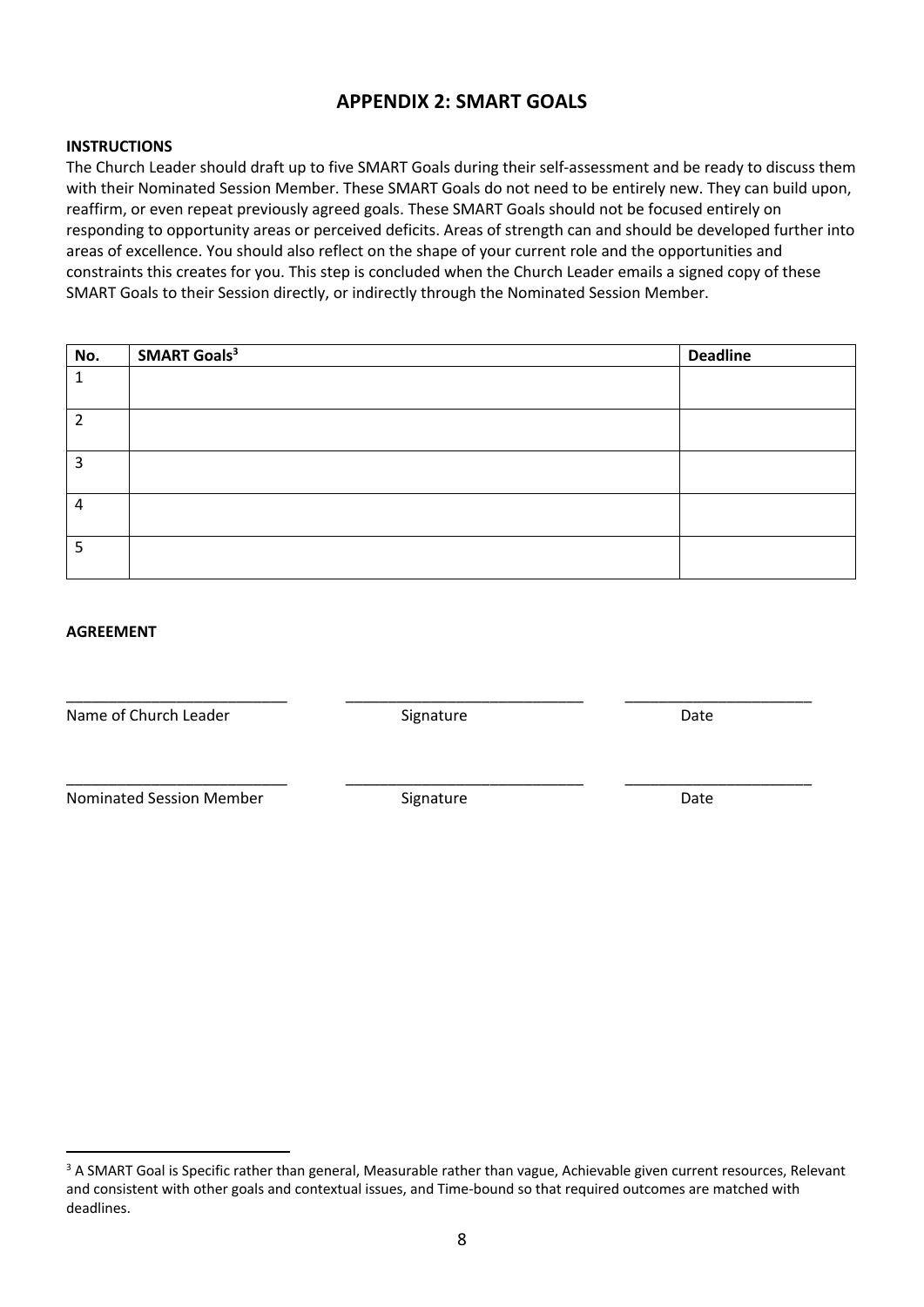## APPENDIX 2: SMART GOALS

**INSTRUCTIONS**

The Church Leader should draft up to five SMART Goals during their self-assessment and be ready to discuss them with their Nominated Session Member. These SMART Goals do not need to be entirely new. They can build upon, reaffirm, or even repeat previously agreed goals. These SMART Goals should not be focused entirely on responding to opportunity areas or perceived deficits. Areas of strength can and should be developed further into areas of excellence. You should also reflect on the shape of your current role and the opportunities and constraints this creates for you. This step is concluded when the Church Leader emails a signed copy of these SMART Goals to their Session directly, or indirectly through the Nominated Session Member.

| No. | SMART Goals[3] | Deadline |
|---|---|---|
| 1 | | |
| 2 | | |
| 3 | | |
| 4 | | |
| 5 | | |

**AGREEMENT**

| | | |
|---|---|---|
| ___________________________ | ___________________________ | ___________________________ |
| Name of Church Leader | Signature | Date |
| ___________________________ | ___________________________ | ___________________________ |
| Nominated Session Member | Signature | Date |

[3] A SMART Goal is Specific rather than general, Measurable rather than vague, Achievable given current resources, Relevant and consistent with other goals and contextual issues, and Time-bound so that required outcomes are matched with deadlines.